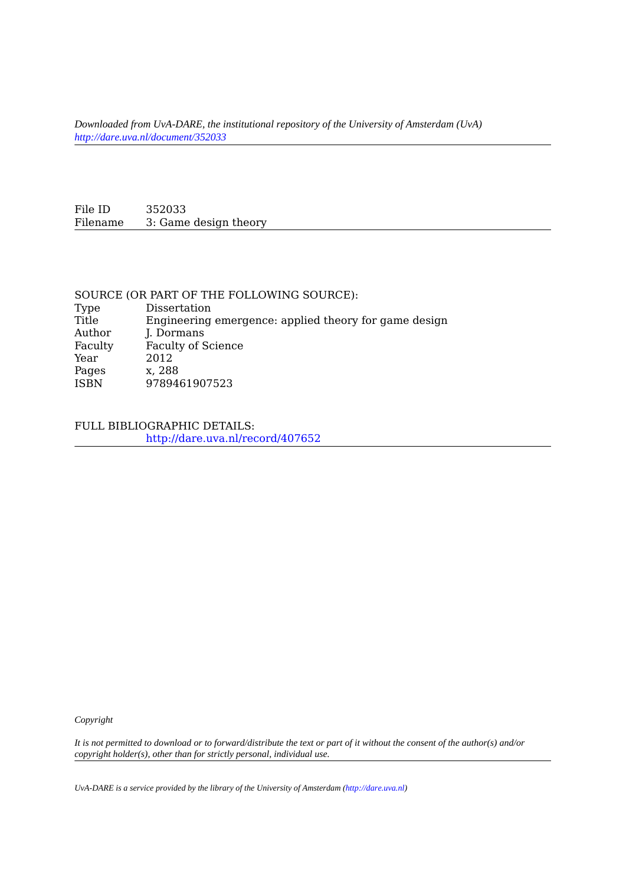*Downloaded from UvA-DARE, the institutional repository of the University of Amsterdam (UvA)*
*http://dare.uva.nl/document/352033*

| | |
|---|---|
| File ID | 352033 |
| Filename | 3: Game design theory |

SOURCE (OR PART OF THE FOLLOWING SOURCE):

| | |
|---|---|
| Type | Dissertation |
| Title | Engineering emergence: applied theory for game design |
| Author | J. Dormans |
| Faculty | Faculty of Science |
| Year | 2012 |
| Pages | x, 288 |
| ISBN | 9789461907523 |

FULL BIBLIOGRAPHIC DETAILS:
http://dare.uva.nl/record/407652

*Copyright*

*It is not permitted to download or to forward/distribute the text or part of it without the consent of the author(s) and/or copyright holder(s), other than for strictly personal, individual use.*

*UvA-DARE is a service provided by the library of the University of Amsterdam (http://dare.uva.nl)*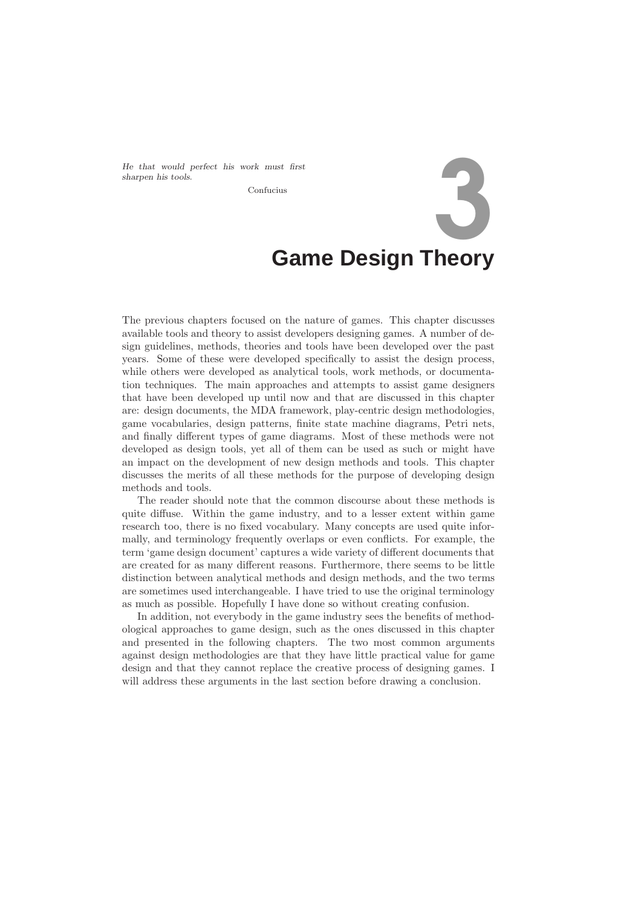*He that would perfect his work must first sharpen his tools.*

Confucius

# 3 Game Design Theory

The previous chapters focused on the nature of games. This chapter discusses available tools and theory to assist developers designing games. A number of design guidelines, methods, theories and tools have been developed over the past years. Some of these were developed specifically to assist the design process, while others were developed as analytical tools, work methods, or documentation techniques. The main approaches and attempts to assist game designers that have been developed up until now and that are discussed in this chapter are: design documents, the MDA framework, play-centric design methodologies, game vocabularies, design patterns, finite state machine diagrams, Petri nets, and finally different types of game diagrams. Most of these methods were not developed as design tools, yet all of them can be used as such or might have an impact on the development of new design methods and tools. This chapter discusses the merits of all these methods for the purpose of developing design methods and tools.

The reader should note that the common discourse about these methods is quite diffuse. Within the game industry, and to a lesser extent within game research too, there is no fixed vocabulary. Many concepts are used quite informally, and terminology frequently overlaps or even conflicts. For example, the term 'game design document' captures a wide variety of different documents that are created for as many different reasons. Furthermore, there seems to be little distinction between analytical methods and design methods, and the two terms are sometimes used interchangeable. I have tried to use the original terminology as much as possible. Hopefully I have done so without creating confusion.

In addition, not everybody in the game industry sees the benefits of methodological approaches to game design, such as the ones discussed in this chapter and presented in the following chapters. The two most common arguments against design methodologies are that they have little practical value for game design and that they cannot replace the creative process of designing games. I will address these arguments in the last section before drawing a conclusion.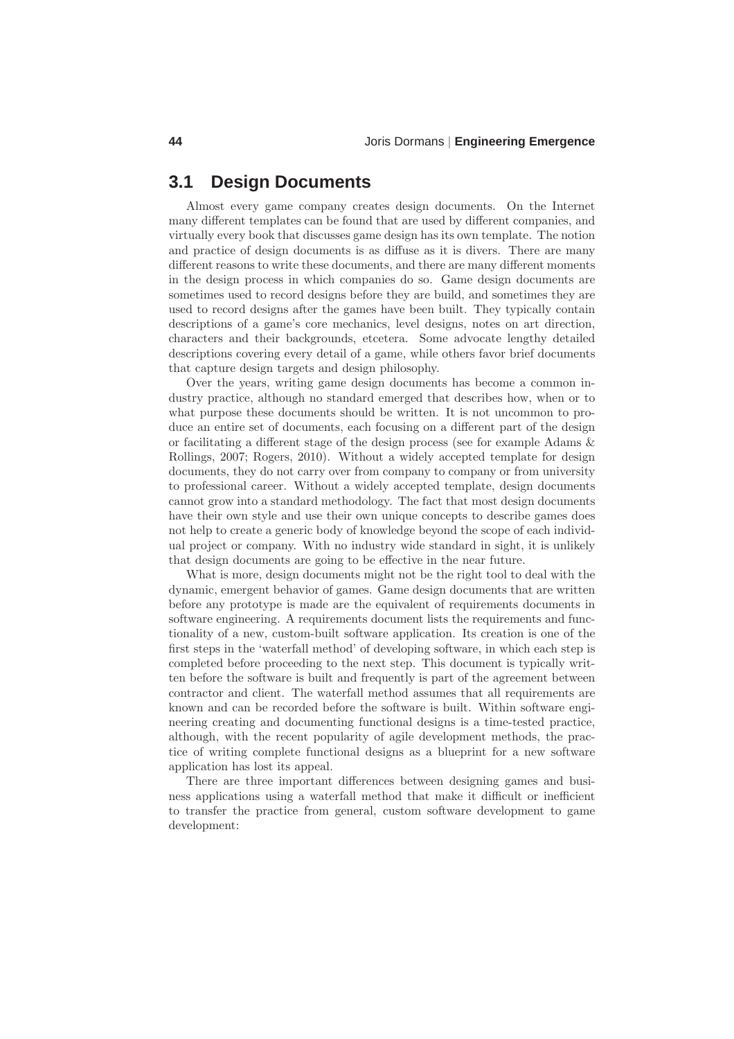## 3.1 Design Documents

Almost every game company creates design documents. On the Internet many different templates can be found that are used by different companies, and virtually every book that discusses game design has its own template. The notion and practice of design documents is as diffuse as it is divers. There are many different reasons to write these documents, and there are many different moments in the design process in which companies do so. Game design documents are sometimes used to record designs before they are build, and sometimes they are used to record designs after the games have been built. They typically contain descriptions of a game's core mechanics, level designs, notes on art direction, characters and their backgrounds, etcetera. Some advocate lengthy detailed descriptions covering every detail of a game, while others favor brief documents that capture design targets and design philosophy.

Over the years, writing game design documents has become a common industry practice, although no standard emerged that describes how, when or to what purpose these documents should be written. It is not uncommon to produce an entire set of documents, each focusing on a different part of the design or facilitating a different stage of the design process (see for example Adams & Rollings, 2007; Rogers, 2010). Without a widely accepted template for design documents, they do not carry over from company to company or from university to professional career. Without a widely accepted template, design documents cannot grow into a standard methodology. The fact that most design documents have their own style and use their own unique concepts to describe games does not help to create a generic body of knowledge beyond the scope of each individual project or company. With no industry wide standard in sight, it is unlikely that design documents are going to be effective in the near future.

What is more, design documents might not be the right tool to deal with the dynamic, emergent behavior of games. Game design documents that are written before any prototype is made are the equivalent of requirements documents in software engineering. A requirements document lists the requirements and functionality of a new, custom-built software application. Its creation is one of the first steps in the 'waterfall method' of developing software, in which each step is completed before proceeding to the next step. This document is typically written before the software is built and frequently is part of the agreement between contractor and client. The waterfall method assumes that all requirements are known and can be recorded before the software is built. Within software engineering creating and documenting functional designs is a time-tested practice, although, with the recent popularity of agile development methods, the practice of writing complete functional designs as a blueprint for a new software application has lost its appeal.

There are three important differences between designing games and business applications using a waterfall method that make it difficult or inefficient to transfer the practice from general, custom software development to game development: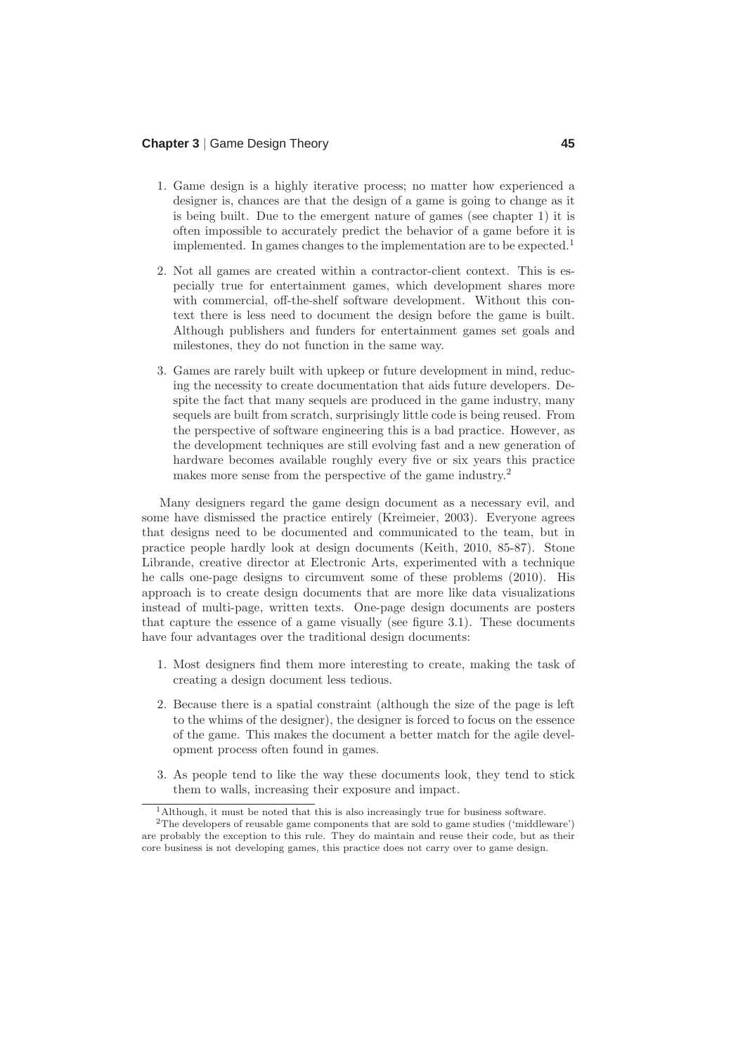1. Game design is a highly iterative process; no matter how experienced a designer is, chances are that the design of a game is going to change as it is being built. Due to the emergent nature of games (see chapter 1) it is often impossible to accurately predict the behavior of a game before it is implemented. In games changes to the implementation are to be expected.[1]

2. Not all games are created within a contractor-client context. This is especially true for entertainment games, which development shares more with commercial, off-the-shelf software development. Without this context there is less need to document the design before the game is built. Although publishers and funders for entertainment games set goals and milestones, they do not function in the same way.

3. Games are rarely built with upkeep or future development in mind, reducing the necessity to create documentation that aids future developers. Despite the fact that many sequels are produced in the game industry, many sequels are built from scratch, surprisingly little code is being reused. From the perspective of software engineering this is a bad practice. However, as the development techniques are still evolving fast and a new generation of hardware becomes available roughly every five or six years this practice makes more sense from the perspective of the game industry.[2]

Many designers regard the game design document as a necessary evil, and some have dismissed the practice entirely (Kreimeier, 2003). Everyone agrees that designs need to be documented and communicated to the team, but in practice people hardly look at design documents (Keith, 2010, 85-87). Stone Librande, creative director at Electronic Arts, experimented with a technique he calls one-page designs to circumvent some of these problems (2010). His approach is to create design documents that are more like data visualizations instead of multi-page, written texts. One-page design documents are posters that capture the essence of a game visually (see figure 3.1). These documents have four advantages over the traditional design documents:

1. Most designers find them more interesting to create, making the task of creating a design document less tedious.

2. Because there is a spatial constraint (although the size of the page is left to the whims of the designer), the designer is forced to focus on the essence of the game. This makes the document a better match for the agile development process often found in games.

3. As people tend to like the way these documents look, they tend to stick them to walls, increasing their exposure and impact.

[1] Although, it must be noted that this is also increasingly true for business software.

[2] The developers of reusable game components that are sold to game studies ('middleware') are probably the exception to this rule. They do maintain and reuse their code, but as their core business is not developing games, this practice does not carry over to game design.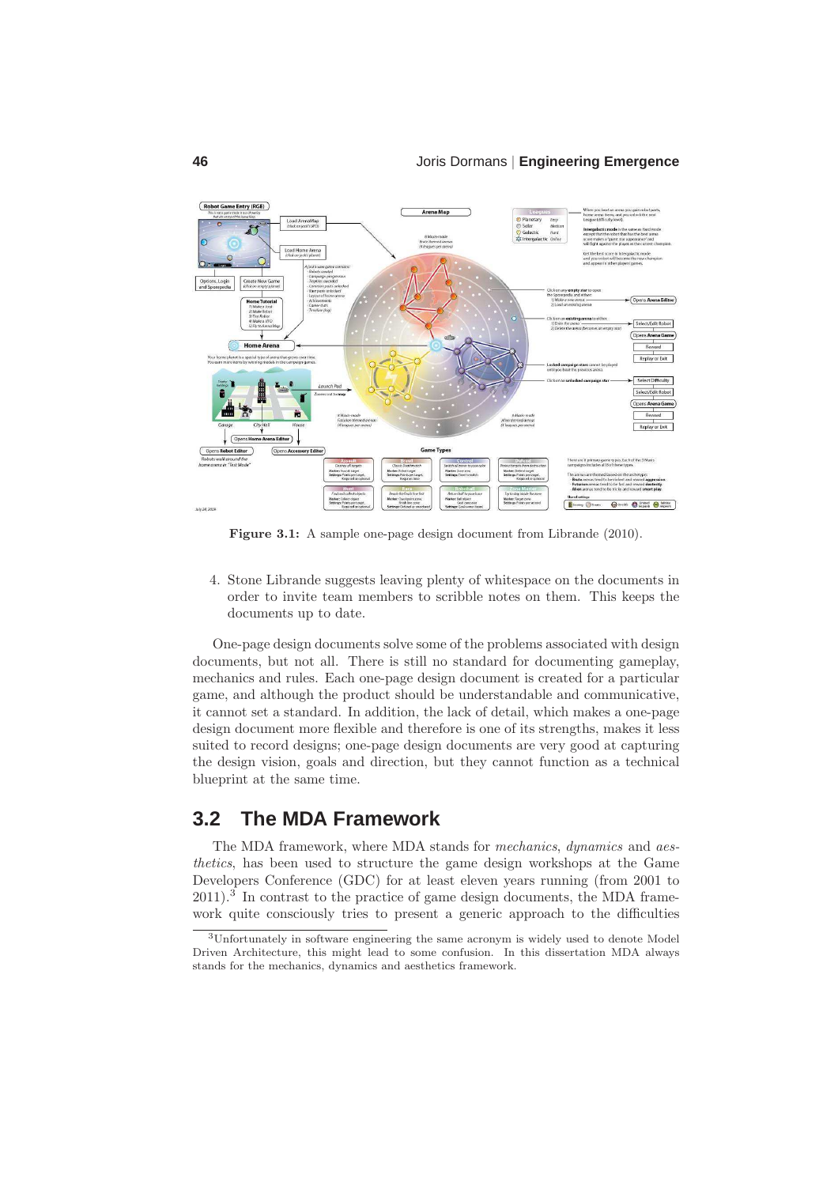**Figure 3.1:** A sample one-page design document from Librande (2010).

4. Stone Librande suggests leaving plenty of whitespace on the documents in order to invite team members to scribble notes on them. This keeps the documents up to date.

One-page design documents solve some of the problems associated with design documents, but not all. There is still no standard for documenting gameplay, mechanics and rules. Each one-page design document is created for a particular game, and although the product should be understandable and communicative, it cannot set a standard. In addition, the lack of detail, which makes a one-page design document more flexible and therefore is one of its strengths, makes it less suited to record designs; one-page design documents are very good at capturing the design vision, goals and direction, but they cannot function as a technical blueprint at the same time.

## 3.2 The MDA Framework

The MDA framework, where MDA stands for *mechanics*, *dynamics* and *aesthetics*, has been used to structure the game design workshops at the Game Developers Conference (GDC) for at least eleven years running (from 2001 to 2011).[3] In contrast to the practice of game design documents, the MDA framework quite consciously tries to present a generic approach to the difficulties

[3] Unfortunately in software engineering the same acronym is widely used to denote Model Driven Architecture, this might lead to some confusion. In this dissertation MDA always stands for the mechanics, dynamics and aesthetics framework.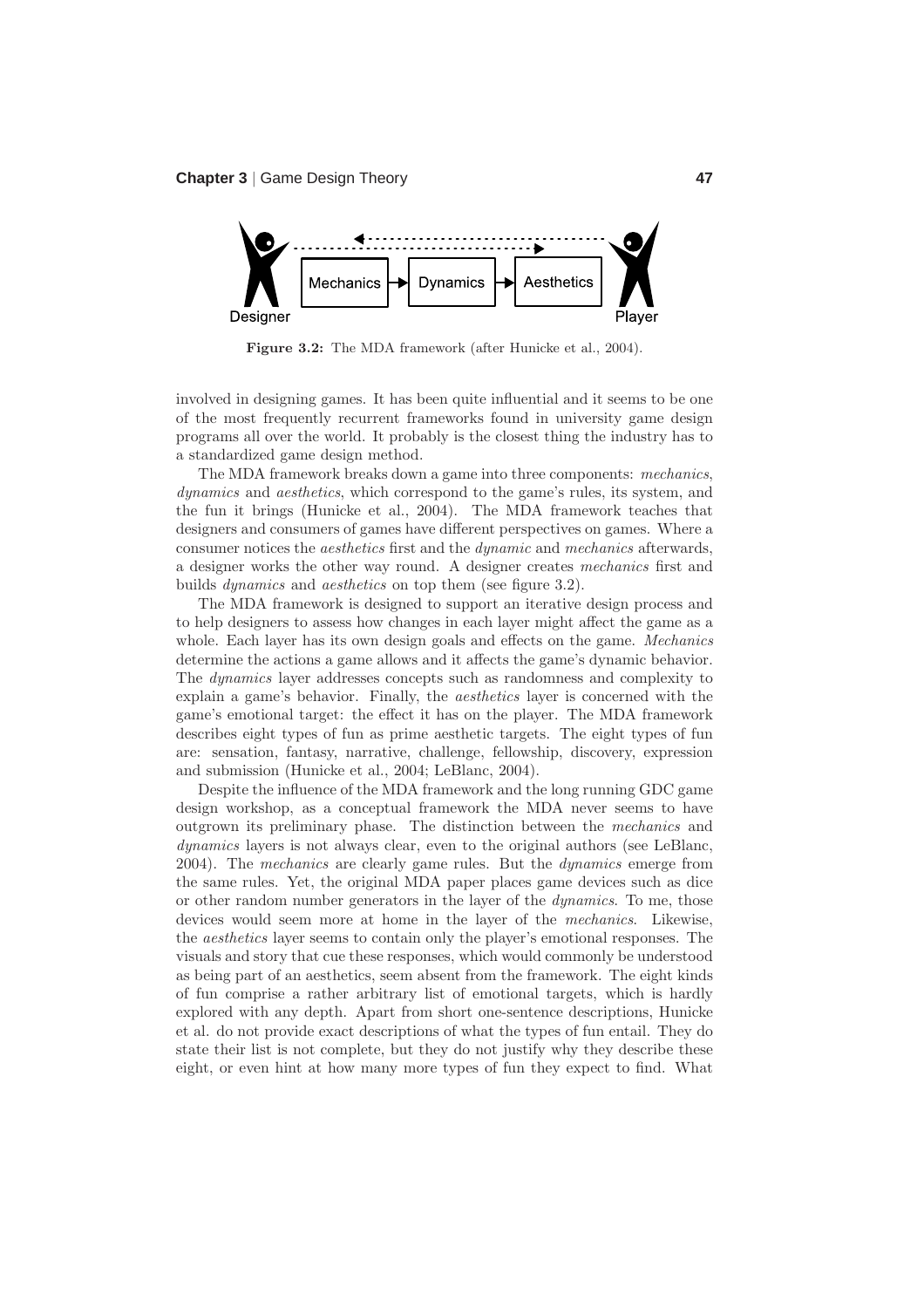Designer

Mechanics

Dynamics

Aesthetics

Player

**Figure 3.2:** The MDA framework (after Hunicke et al., 2004).

involved in designing games. It has been quite influential and it seems to be one of the most frequently recurrent frameworks found in university game design programs all over the world. It probably is the closest thing the industry has to a standardized game design method.

The MDA framework breaks down a game into three components: *mechanics*, *dynamics* and *aesthetics*, which correspond to the game's rules, its system, and the fun it brings (Hunicke et al., 2004). The MDA framework teaches that designers and consumers of games have different perspectives on games. Where a consumer notices the *aesthetics* first and the *dynamic* and *mechanics* afterwards, a designer works the other way round. A designer creates *mechanics* first and builds *dynamics* and *aesthetics* on top them (see figure 3.2).

The MDA framework is designed to support an iterative design process and to help designers to assess how changes in each layer might affect the game as a whole. Each layer has its own design goals and effects on the game. *Mechanics* determine the actions a game allows and it affects the game's dynamic behavior. The *dynamics* layer addresses concepts such as randomness and complexity to explain a game's behavior. Finally, the *aesthetics* layer is concerned with the game's emotional target: the effect it has on the player. The MDA framework describes eight types of fun as prime aesthetic targets. The eight types of fun are: sensation, fantasy, narrative, challenge, fellowship, discovery, expression and submission (Hunicke et al., 2004; LeBlanc, 2004).

Despite the influence of the MDA framework and the long running GDC game design workshop, as a conceptual framework the MDA never seems to have outgrown its preliminary phase. The distinction between the *mechanics* and *dynamics* layers is not always clear, even to the original authors (see LeBlanc, 2004). The *mechanics* are clearly game rules. But the *dynamics* emerge from the same rules. Yet, the original MDA paper places game devices such as dice or other random number generators in the layer of the *dynamics*. To me, those devices would seem more at home in the layer of the *mechanics*. Likewise, the *aesthetics* layer seems to contain only the player's emotional responses. The visuals and story that cue these responses, which would commonly be understood as being part of an aesthetics, seem absent from the framework. The eight kinds of fun comprise a rather arbitrary list of emotional targets, which is hardly explored with any depth. Apart from short one-sentence descriptions, Hunicke et al. do not provide exact descriptions of what the types of fun entail. They do state their list is not complete, but they do not justify why they describe these eight, or even hint at how many more types of fun they expect to find. What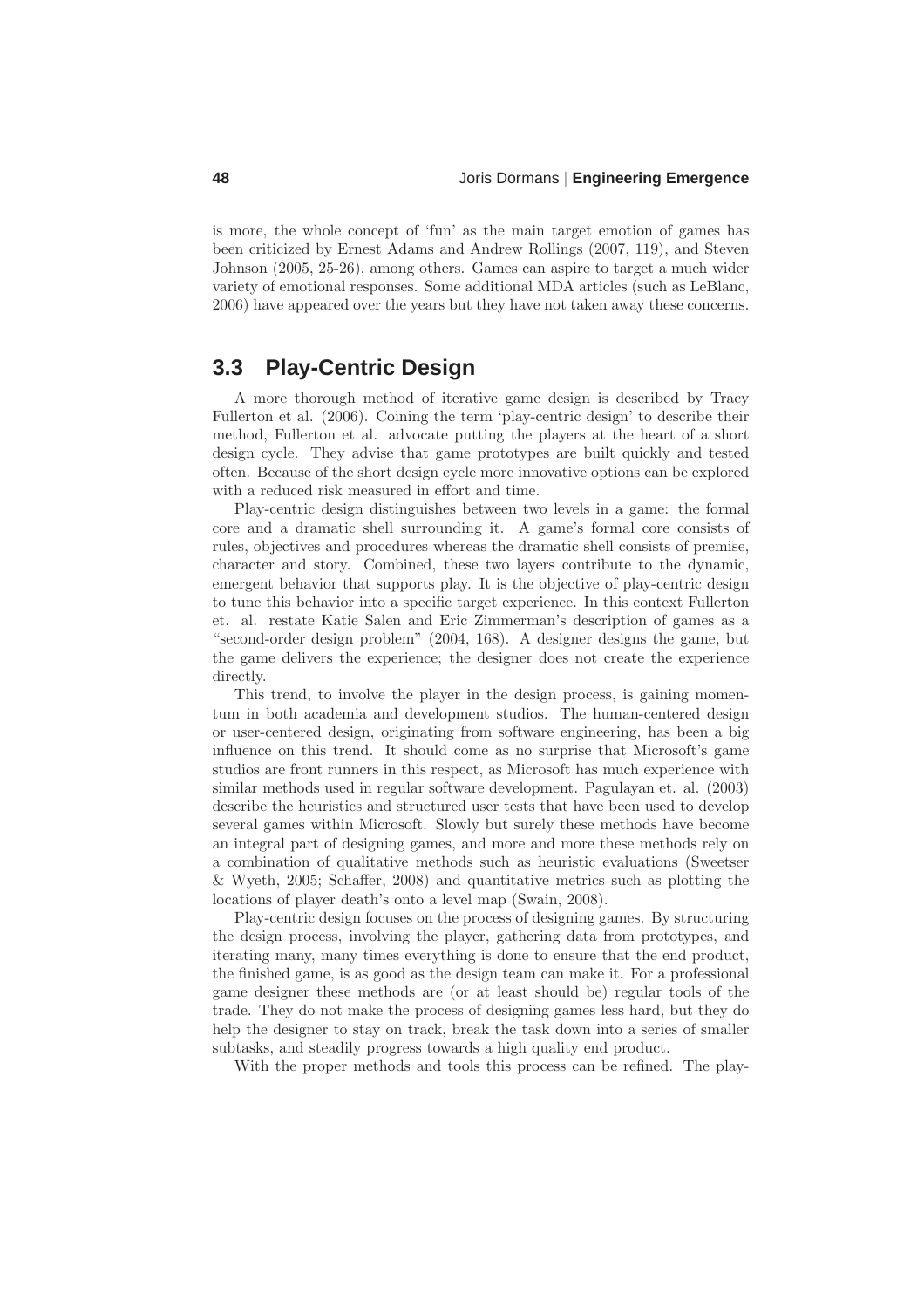is more, the whole concept of 'fun' as the main target emotion of games has been criticized by Ernest Adams and Andrew Rollings (2007, 119), and Steven Johnson (2005, 25-26), among others. Games can aspire to target a much wider variety of emotional responses. Some additional MDA articles (such as LeBlanc, 2006) have appeared over the years but they have not taken away these concerns.

## 3.3 Play-Centric Design

A more thorough method of iterative game design is described by Tracy Fullerton et al. (2006). Coining the term 'play-centric design' to describe their method, Fullerton et al. advocate putting the players at the heart of a short design cycle. They advise that game prototypes are built quickly and tested often. Because of the short design cycle more innovative options can be explored with a reduced risk measured in effort and time.

Play-centric design distinguishes between two levels in a game: the formal core and a dramatic shell surrounding it. A game's formal core consists of rules, objectives and procedures whereas the dramatic shell consists of premise, character and story. Combined, these two layers contribute to the dynamic, emergent behavior that supports play. It is the objective of play-centric design to tune this behavior into a specific target experience. In this context Fullerton et. al. restate Katie Salen and Eric Zimmerman's description of games as a "second-order design problem" (2004, 168). A designer designs the game, but the game delivers the experience; the designer does not create the experience directly.

This trend, to involve the player in the design process, is gaining momentum in both academia and development studios. The human-centered design or user-centered design, originating from software engineering, has been a big influence on this trend. It should come as no surprise that Microsoft's game studios are front runners in this respect, as Microsoft has much experience with similar methods used in regular software development. Pagulayan et. al. (2003) describe the heuristics and structured user tests that have been used to develop several games within Microsoft. Slowly but surely these methods have become an integral part of designing games, and more and more these methods rely on a combination of qualitative methods such as heuristic evaluations (Sweetser & Wyeth, 2005; Schaffer, 2008) and quantitative metrics such as plotting the locations of player death's onto a level map (Swain, 2008).

Play-centric design focuses on the process of designing games. By structuring the design process, involving the player, gathering data from prototypes, and iterating many, many times everything is done to ensure that the end product, the finished game, is as good as the design team can make it. For a professional game designer these methods are (or at least should be) regular tools of the trade. They do not make the process of designing games less hard, but they do help the designer to stay on track, break the task down into a series of smaller subtasks, and steadily progress towards a high quality end product.

With the proper methods and tools this process can be refined. The play-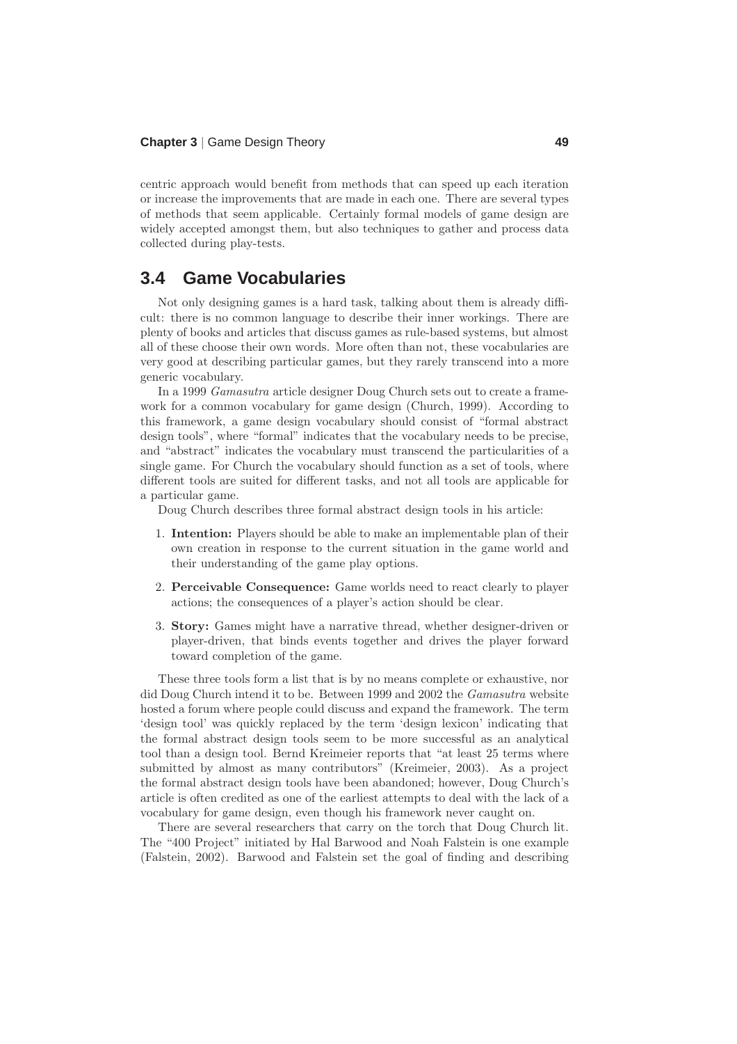centric approach would benefit from methods that can speed up each iteration or increase the improvements that are made in each one. There are several types of methods that seem applicable. Certainly formal models of game design are widely accepted amongst them, but also techniques to gather and process data collected during play-tests.

## 3.4 Game Vocabularies

Not only designing games is a hard task, talking about them is already difficult: there is no common language to describe their inner workings. There are plenty of books and articles that discuss games as rule-based systems, but almost all of these choose their own words. More often than not, these vocabularies are very good at describing particular games, but they rarely transcend into a more generic vocabulary.

In a 1999 *Gamasutra* article designer Doug Church sets out to create a framework for a common vocabulary for game design (Church, 1999). According to this framework, a game design vocabulary should consist of "formal abstract design tools", where "formal" indicates that the vocabulary needs to be precise, and "abstract" indicates the vocabulary must transcend the particularities of a single game. For Church the vocabulary should function as a set of tools, where different tools are suited for different tasks, and not all tools are applicable for a particular game.

Doug Church describes three formal abstract design tools in his article:

1. **Intention:** Players should be able to make an implementable plan of their own creation in response to the current situation in the game world and their understanding of the game play options.
2. **Perceivable Consequence:** Game worlds need to react clearly to player actions; the consequences of a player's action should be clear.
3. **Story:** Games might have a narrative thread, whether designer-driven or player-driven, that binds events together and drives the player forward toward completion of the game.

These three tools form a list that is by no means complete or exhaustive, nor did Doug Church intend it to be. Between 1999 and 2002 the *Gamasutra* website hosted a forum where people could discuss and expand the framework. The term 'design tool' was quickly replaced by the term 'design lexicon' indicating that the formal abstract design tools seem to be more successful as an analytical tool than a design tool. Bernd Kreimeier reports that "at least 25 terms where submitted by almost as many contributors" (Kreimeier, 2003). As a project the formal abstract design tools have been abandoned; however, Doug Church's article is often credited as one of the earliest attempts to deal with the lack of a vocabulary for game design, even though his framework never caught on.

There are several researchers that carry on the torch that Doug Church lit. The "400 Project" initiated by Hal Barwood and Noah Falstein is one example (Falstein, 2002). Barwood and Falstein set the goal of finding and describing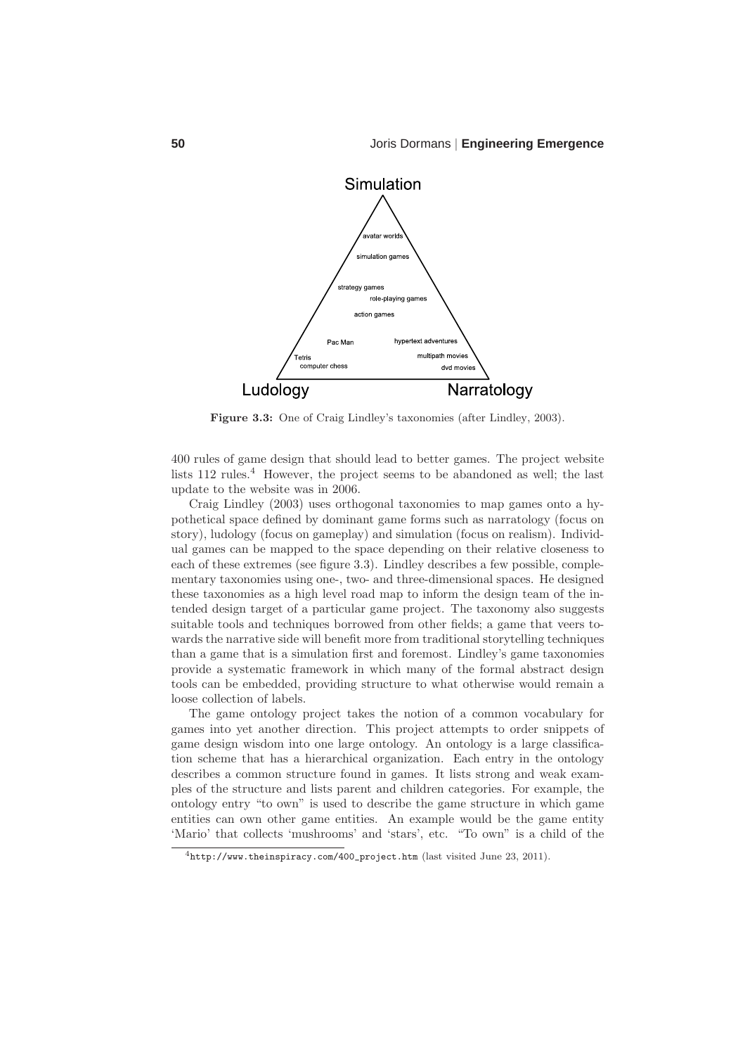Simulation

avatar worlds

simulation games

strategy games

role-playing games

action games

Pac Man

hypertext adventures

Tetris

multipath movies

computer chess

dvd movies

Ludology

Narratology

**Figure 3.3:** One of Craig Lindley's taxonomies (after Lindley, 2003).

400 rules of game design that should lead to better games. The project website lists 112 rules.[4] However, the project seems to be abandoned as well; the last update to the website was in 2006.

Craig Lindley (2003) uses orthogonal taxonomies to map games onto a hypothetical space defined by dominant game forms such as narratology (focus on story), ludology (focus on gameplay) and simulation (focus on realism). Individual games can be mapped to the space depending on their relative closeness to each of these extremes (see figure 3.3). Lindley describes a few possible, complementary taxonomies using one-, two- and three-dimensional spaces. He designed these taxonomies as a high level road map to inform the design team of the intended design target of a particular game project. The taxonomy also suggests suitable tools and techniques borrowed from other fields; a game that veers towards the narrative side will benefit more from traditional storytelling techniques than a game that is a simulation first and foremost. Lindley's game taxonomies provide a systematic framework in which many of the formal abstract design tools can be embedded, providing structure to what otherwise would remain a loose collection of labels.

The game ontology project takes the notion of a common vocabulary for games into yet another direction. This project attempts to order snippets of game design wisdom into one large ontology. An ontology is a large classification scheme that has a hierarchical organization. Each entry in the ontology describes a common structure found in games. It lists strong and weak examples of the structure and lists parent and children categories. For example, the ontology entry "to own" is used to describe the game structure in which game entities can own other game entities. An example would be the game entity 'Mario' that collects 'mushrooms' and 'stars', etc. "To own" is a child of the

[4] `http://www.theinspiracy.com/400_project.htm` (last visited June 23, 2011).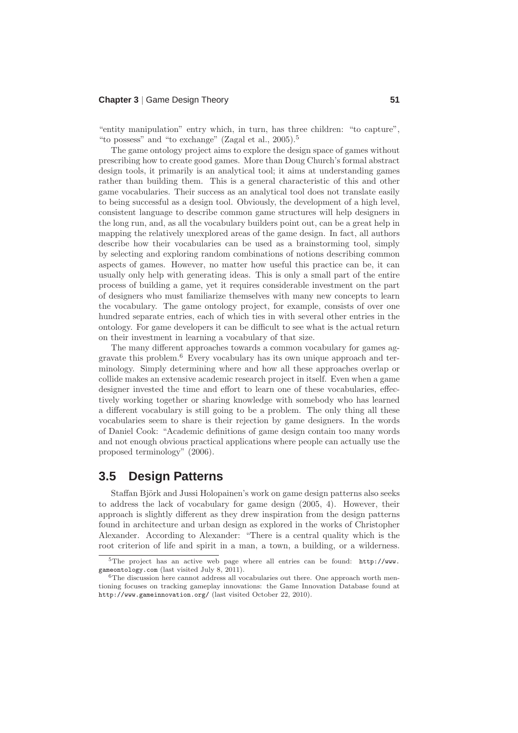"entity manipulation" entry which, in turn, has three children: "to capture", "to possess" and "to exchange" (Zagal et al., 2005).[5]

The game ontology project aims to explore the design space of games without prescribing how to create good games. More than Doug Church's formal abstract design tools, it primarily is an analytical tool; it aims at understanding games rather than building them. This is a general characteristic of this and other game vocabularies. Their success as an analytical tool does not translate easily to being successful as a design tool. Obviously, the development of a high level, consistent language to describe common game structures will help designers in the long run, and, as all the vocabulary builders point out, can be a great help in mapping the relatively unexplored areas of the game design. In fact, all authors describe how their vocabularies can be used as a brainstorming tool, simply by selecting and exploring random combinations of notions describing common aspects of games. However, no matter how useful this practice can be, it can usually only help with generating ideas. This is only a small part of the entire process of building a game, yet it requires considerable investment on the part of designers who must familiarize themselves with many new concepts to learn the vocabulary. The game ontology project, for example, consists of over one hundred separate entries, each of which ties in with several other entries in the ontology. For game developers it can be difficult to see what is the actual return on their investment in learning a vocabulary of that size.

The many different approaches towards a common vocabulary for games aggravate this problem.[6] Every vocabulary has its own unique approach and terminology. Simply determining where and how all these approaches overlap or collide makes an extensive academic research project in itself. Even when a game designer invested the time and effort to learn one of these vocabularies, effectively working together or sharing knowledge with somebody who has learned a different vocabulary is still going to be a problem. The only thing all these vocabularies seem to share is their rejection by game designers. In the words of Daniel Cook: "Academic definitions of game design contain too many words and not enough obvious practical applications where people can actually use the proposed terminology" (2006).

## 3.5 Design Patterns

Staffan Björk and Jussi Holopainen's work on game design patterns also seeks to address the lack of vocabulary for game design (2005, 4). However, their approach is slightly different as they drew inspiration from the design patterns found in architecture and urban design as explored in the works of Christopher Alexander. According to Alexander: "There is a central quality which is the root criterion of life and spirit in a man, a town, a building, or a wilderness.

---

[5] The project has an active web page where all entries can be found: http://www.gameontology.com (last visited July 8, 2011).

[6] The discussion here cannot address all vocabularies out there. One approach worth mentioning focuses on tracking gameplay innovations: the Game Innovation Database found at http://www.gameinnovation.org/ (last visited October 22, 2010).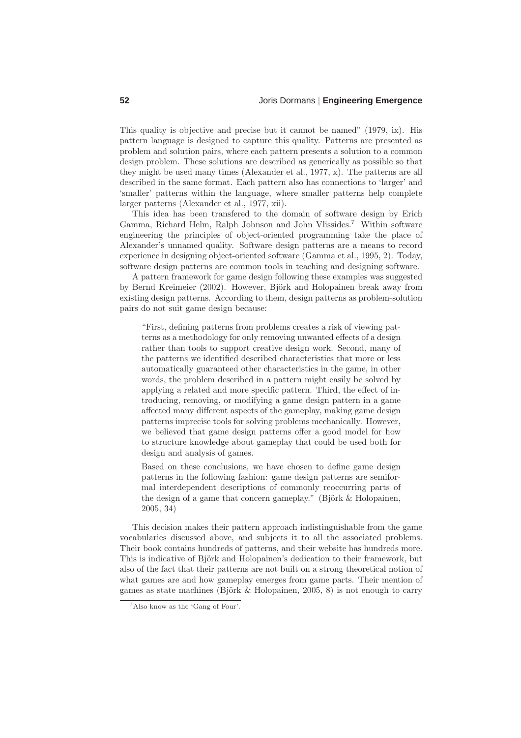This quality is objective and precise but it cannot be named" (1979, ix). His pattern language is designed to capture this quality. Patterns are presented as problem and solution pairs, where each pattern presents a solution to a common design problem. These solutions are described as generically as possible so that they might be used many times (Alexander et al., 1977, x). The patterns are all described in the same format. Each pattern also has connections to 'larger' and 'smaller' patterns within the language, where smaller patterns help complete larger patterns (Alexander et al., 1977, xii).

This idea has been transfered to the domain of software design by Erich Gamma, Richard Helm, Ralph Johnson and John Vlissides.[7] Within software engineering the principles of object-oriented programming take the place of Alexander's unnamed quality. Software design patterns are a means to record experience in designing object-oriented software (Gamma et al., 1995, 2). Today, software design patterns are common tools in teaching and designing software.

A pattern framework for game design following these examples was suggested by Bernd Kreimeier (2002). However, Björk and Holopainen break away from existing design patterns. According to them, design patterns as problem-solution pairs do not suit game design because:

> "First, defining patterns from problems creates a risk of viewing patterns as a methodology for only removing unwanted effects of a design rather than tools to support creative design work. Second, many of the patterns we identified described characteristics that more or less automatically guaranteed other characteristics in the game, in other words, the problem described in a pattern might easily be solved by applying a related and more specific pattern. Third, the effect of introducing, removing, or modifying a game design pattern in a game affected many different aspects of the gameplay, making game design patterns imprecise tools for solving problems mechanically. However, we believed that game design patterns offer a good model for how to structure knowledge about gameplay that could be used both for design and analysis of games.
>
> Based on these conclusions, we have chosen to define game design patterns in the following fashion: game design patterns are semiformal interdependent descriptions of commonly reoccurring parts of the design of a game that concern gameplay." (Björk & Holopainen, 2005, 34)

This decision makes their pattern approach indistinguishable from the game vocabularies discussed above, and subjects it to all the associated problems. Their book contains hundreds of patterns, and their website has hundreds more. This is indicative of Björk and Holopainen's dedication to their framework, but also of the fact that their patterns are not built on a strong theoretical notion of what games are and how gameplay emerges from game parts. Their mention of games as state machines (Björk & Holopainen, 2005, 8) is not enough to carry

[7] Also know as the 'Gang of Four'.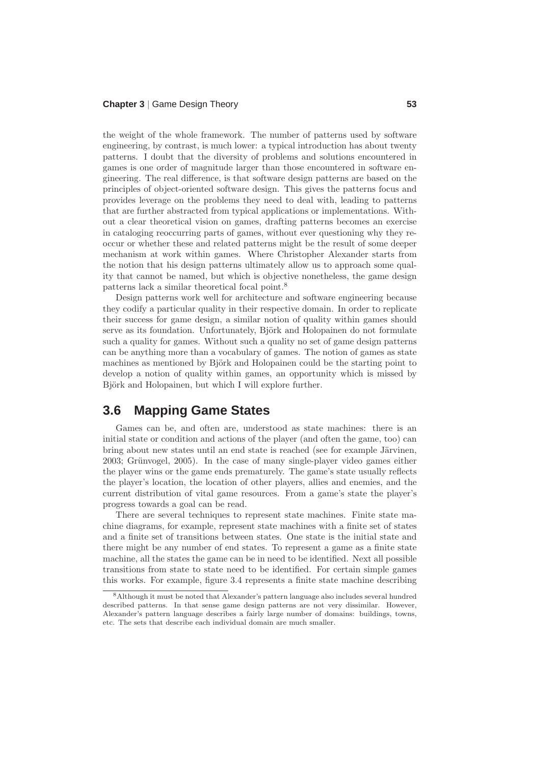the weight of the whole framework. The number of patterns used by software engineering, by contrast, is much lower: a typical introduction has about twenty patterns. I doubt that the diversity of problems and solutions encountered in games is one order of magnitude larger than those encountered in software engineering. The real difference, is that software design patterns are based on the principles of object-oriented software design. This gives the patterns focus and provides leverage on the problems they need to deal with, leading to patterns that are further abstracted from typical applications or implementations. Without a clear theoretical vision on games, drafting patterns becomes an exercise in cataloging reoccurring parts of games, without ever questioning why they reoccur or whether these and related patterns might be the result of some deeper mechanism at work within games. Where Christopher Alexander starts from the notion that his design patterns ultimately allow us to approach some quality that cannot be named, but which is objective nonetheless, the game design patterns lack a similar theoretical focal point.[8]

Design patterns work well for architecture and software engineering because they codify a particular quality in their respective domain. In order to replicate their success for game design, a similar notion of quality within games should serve as its foundation. Unfortunately, Björk and Holopainen do not formulate such a quality for games. Without such a quality no set of game design patterns can be anything more than a vocabulary of games. The notion of games as state machines as mentioned by Björk and Holopainen could be the starting point to develop a notion of quality within games, an opportunity which is missed by Björk and Holopainen, but which I will explore further.

## 3.6 Mapping Game States

Games can be, and often are, understood as state machines: there is an initial state or condition and actions of the player (and often the game, too) can bring about new states until an end state is reached (see for example Järvinen, 2003; Grünvogel, 2005). In the case of many single-player video games either the player wins or the game ends prematurely. The game's state usually reflects the player's location, the location of other players, allies and enemies, and the current distribution of vital game resources. From a game's state the player's progress towards a goal can be read.

There are several techniques to represent state machines. Finite state machine diagrams, for example, represent state machines with a finite set of states and a finite set of transitions between states. One state is the initial state and there might be any number of end states. To represent a game as a finite state machine, all the states the game can be in need to be identified. Next all possible transitions from state to state need to be identified. For certain simple games this works. For example, figure 3.4 represents a finite state machine describing

[8] Although it must be noted that Alexander's pattern language also includes several hundred described patterns. In that sense game design patterns are not very dissimilar. However, Alexander's pattern language describes a fairly large number of domains: buildings, towns, etc. The sets that describe each individual domain are much smaller.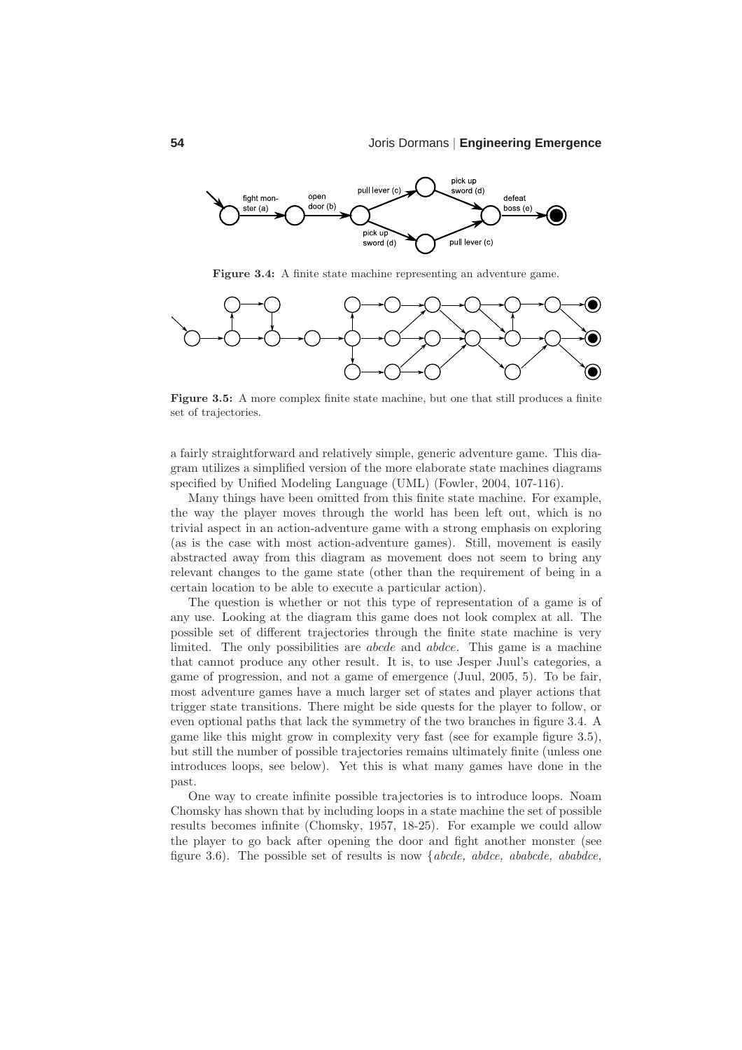fight monster (a)

open door (b)

pull lever (c)

pick up sword (d)

pick up sword (d)

pull lever (c)

defeat boss (e)

**Figure 3.4:** A finite state machine representing an adventure game.

**Figure 3.5:** A more complex finite state machine, but one that still produces a finite set of trajectories.

a fairly straightforward and relatively simple, generic adventure game. This diagram utilizes a simplified version of the more elaborate state machines diagrams specified by Unified Modeling Language (UML) (Fowler, 2004, 107-116).

Many things have been omitted from this finite state machine. For example, the way the player moves through the world has been left out, which is no trivial aspect in an action-adventure game with a strong emphasis on exploring (as is the case with most action-adventure games). Still, movement is easily abstracted away from this diagram as movement does not seem to bring any relevant changes to the game state (other than the requirement of being in a certain location to be able to execute a particular action).

The question is whether or not this type of representation of a game is of any use. Looking at the diagram this game does not look complex at all. The possible set of different trajectories through the finite state machine is very limited. The only possibilities are *abcde* and *abdce*. This game is a machine that cannot produce any other result. It is, to use Jesper Juul's categories, a game of progression, and not a game of emergence (Juul, 2005, 5). To be fair, most adventure games have a much larger set of states and player actions that trigger state transitions. There might be side quests for the player to follow, or even optional paths that lack the symmetry of the two branches in figure 3.4. A game like this might grow in complexity very fast (see for example figure 3.5), but still the number of possible trajectories remains ultimately finite (unless one introduces loops, see below). Yet this is what many games have done in the past.

One way to create infinite possible trajectories is to introduce loops. Noam Chomsky has shown that by including loops in a state machine the set of possible results becomes infinite (Chomsky, 1957, 18-25). For example we could allow the player to go back after opening the door and fight another monster (see figure 3.6). The possible set of results is now {*abcde, abdce, ababcde, ababdce,*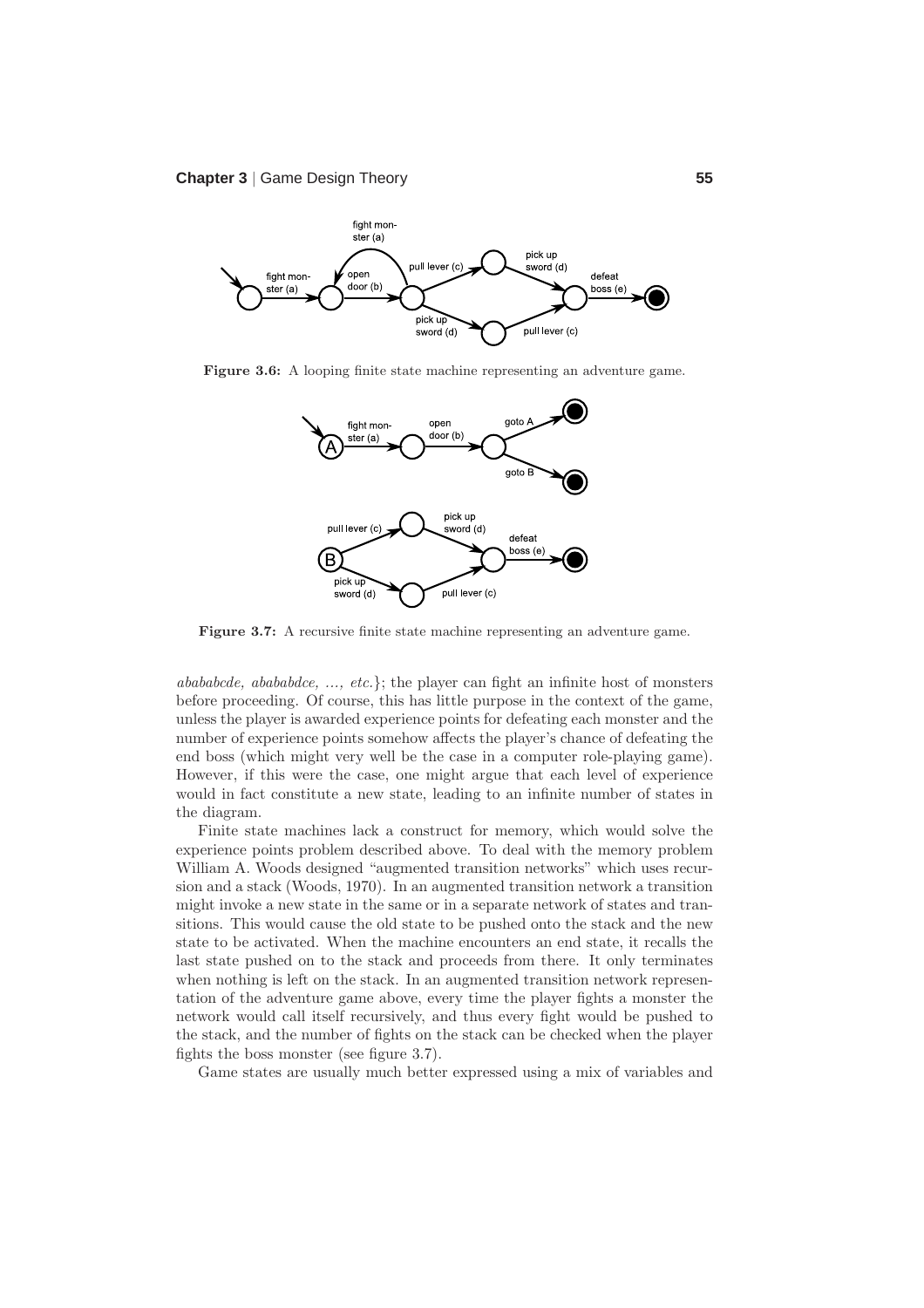**Figure 3.6:** A looping finite state machine representing an adventure game.

**Figure 3.7:** A recursive finite state machine representing an adventure game.

*abababcde, abababdce, ..., etc.*}; the player can fight an infinite host of monsters before proceeding. Of course, this has little purpose in the context of the game, unless the player is awarded experience points for defeating each monster and the number of experience points somehow affects the player's chance of defeating the end boss (which might very well be the case in a computer role-playing game). However, if this were the case, one might argue that each level of experience would in fact constitute a new state, leading to an infinite number of states in the diagram.

Finite state machines lack a construct for memory, which would solve the experience points problem described above. To deal with the memory problem William A. Woods designed "augmented transition networks" which uses recursion and a stack (Woods, 1970). In an augmented transition network a transition might invoke a new state in the same or in a separate network of states and transitions. This would cause the old state to be pushed onto the stack and the new state to be activated. When the machine encounters an end state, it recalls the last state pushed on to the stack and proceeds from there. It only terminates when nothing is left on the stack. In an augmented transition network representation of the adventure game above, every time the player fights a monster the network would call itself recursively, and thus every fight would be pushed to the stack, and the number of fights on the stack can be checked when the player fights the boss monster (see figure 3.7).

Game states are usually much better expressed using a mix of variables and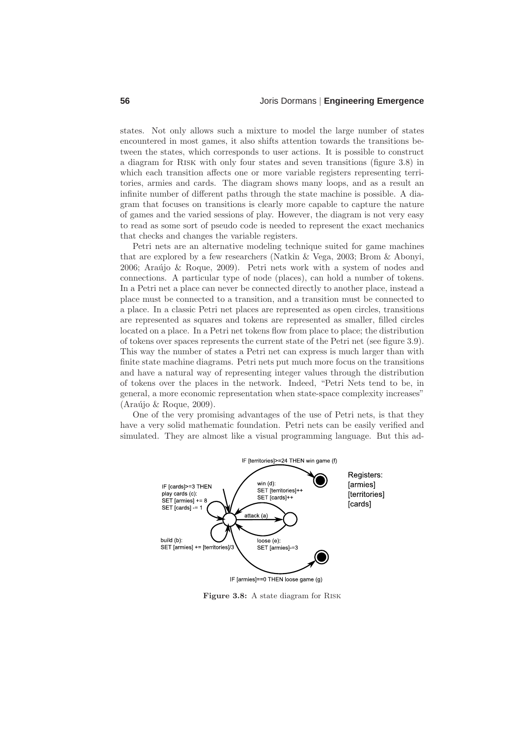states. Not only allows such a mixture to model the large number of states encountered in most games, it also shifts attention towards the transitions between the states, which corresponds to user actions. It is possible to construct a diagram for Risk with only four states and seven transitions (figure 3.8) in which each transition affects one or more variable registers representing territories, armies and cards. The diagram shows many loops, and as a result an infinite number of different paths through the state machine is possible. A diagram that focuses on transitions is clearly more capable to capture the nature of games and the varied sessions of play. However, the diagram is not very easy to read as some sort of pseudo code is needed to represent the exact mechanics that checks and changes the variable registers.

Petri nets are an alternative modeling technique suited for game machines that are explored by a few researchers (Natkin & Vega, 2003; Brom & Abonyi, 2006; Araújo & Roque, 2009). Petri nets work with a system of nodes and connections. A particular type of node (places), can hold a number of tokens. In a Petri net a place can never be connected directly to another place, instead a place must be connected to a transition, and a transition must be connected to a place. In a classic Petri net places are represented as open circles, transitions are represented as squares and tokens are represented as smaller, filled circles located on a place. In a Petri net tokens flow from place to place; the distribution of tokens over spaces represents the current state of the Petri net (see figure 3.9). This way the number of states a Petri net can express is much larger than with finite state machine diagrams. Petri nets put much more focus on the transitions and have a natural way of representing integer values through the distribution of tokens over the places in the network. Indeed, "Petri Nets tend to be, in general, a more economic representation when state-space complexity increases" (Araújo & Roque, 2009).

One of the very promising advantages of the use of Petri nets, is that they have a very solid mathematic foundation. Petri nets can be easily verified and simulated. They are almost like a visual programming language. But this ad-

IF [territories]>=24 THEN win game (f)

IF [cards]>=3 THEN play cards (c): SET [armies] += 8 SET [cards] -= 1

win (d): SET [territories]++ SET [cards]++

attack (a)

build (b): SET [armies] += [territories]/3

loose (e): SET [armies]-=3

IF [armies]==0 THEN loose game (g)

Registers: [armies] [territories] [cards]

**Figure 3.8:** A state diagram for Risk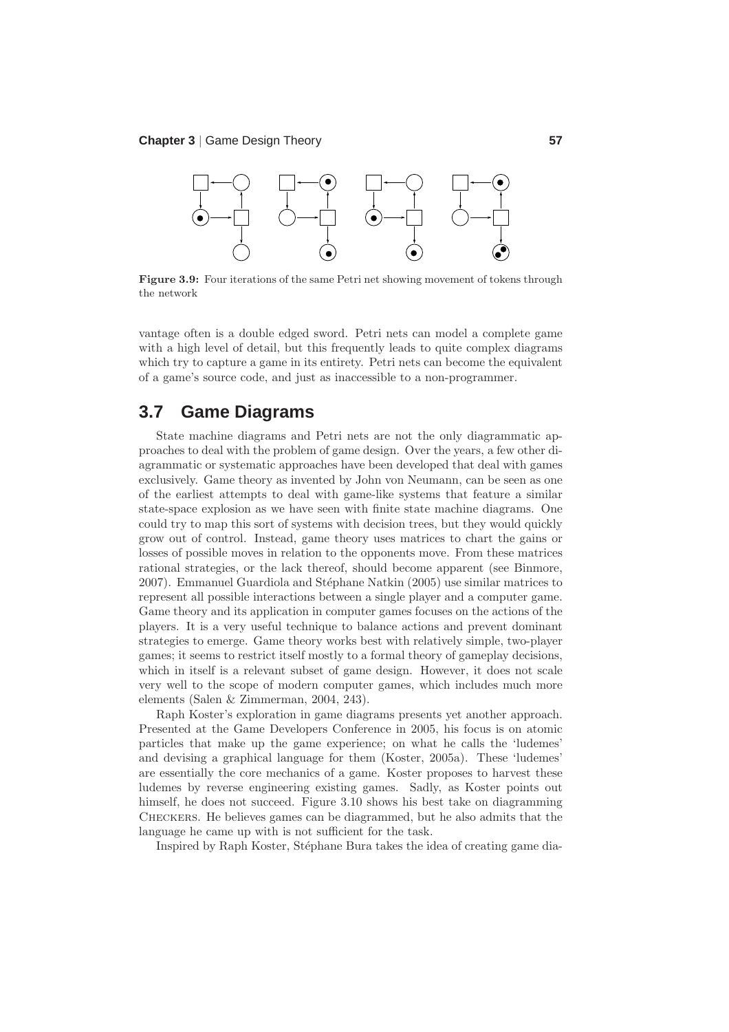**Figure 3.9:** Four iterations of the same Petri net showing movement of tokens through the network

vantage often is a double edged sword. Petri nets can model a complete game with a high level of detail, but this frequently leads to quite complex diagrams which try to capture a game in its entirety. Petri nets can become the equivalent of a game's source code, and just as inaccessible to a non-programmer.

## 3.7 Game Diagrams

State machine diagrams and Petri nets are not the only diagrammatic approaches to deal with the problem of game design. Over the years, a few other diagrammatic or systematic approaches have been developed that deal with games exclusively. Game theory as invented by John von Neumann, can be seen as one of the earliest attempts to deal with game-like systems that feature a similar state-space explosion as we have seen with finite state machine diagrams. One could try to map this sort of systems with decision trees, but they would quickly grow out of control. Instead, game theory uses matrices to chart the gains or losses of possible moves in relation to the opponents move. From these matrices rational strategies, or the lack thereof, should become apparent (see Binmore, 2007). Emmanuel Guardiola and Stéphane Natkin (2005) use similar matrices to represent all possible interactions between a single player and a computer game. Game theory and its application in computer games focuses on the actions of the players. It is a very useful technique to balance actions and prevent dominant strategies to emerge. Game theory works best with relatively simple, two-player games; it seems to restrict itself mostly to a formal theory of gameplay decisions, which in itself is a relevant subset of game design. However, it does not scale very well to the scope of modern computer games, which includes much more elements (Salen & Zimmerman, 2004, 243).

Raph Koster's exploration in game diagrams presents yet another approach. Presented at the Game Developers Conference in 2005, his focus is on atomic particles that make up the game experience; on what he calls the 'ludemes' and devising a graphical language for them (Koster, 2005a). These 'ludemes' are essentially the core mechanics of a game. Koster proposes to harvest these ludemes by reverse engineering existing games. Sadly, as Koster points out himself, he does not succeed. Figure 3.10 shows his best take on diagramming CHECKERS. He believes games can be diagrammed, but he also admits that the language he came up with is not sufficient for the task.

Inspired by Raph Koster, Stéphane Bura takes the idea of creating game dia-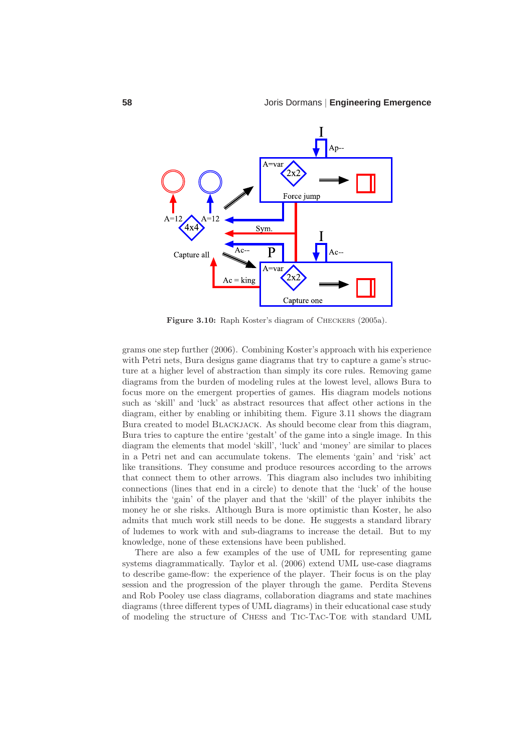Figure 3.10: Raph Koster's diagram of CHECKERS (2005a).

grams one step further (2006). Combining Koster's approach with his experience with Petri nets, Bura designs game diagrams that try to capture a game's structure at a higher level of abstraction than simply its core rules. Removing game diagrams from the burden of modeling rules at the lowest level, allows Bura to focus more on the emergent properties of games. His diagram models notions such as 'skill' and 'luck' as abstract resources that affect other actions in the diagram, either by enabling or inhibiting them. Figure 3.11 shows the diagram Bura created to model BLACKJACK. As should become clear from this diagram, Bura tries to capture the entire 'gestalt' of the game into a single image. In this diagram the elements that model 'skill', 'luck' and 'money' are similar to places in a Petri net and can accumulate tokens. The elements 'gain' and 'risk' act like transitions. They consume and produce resources according to the arrows that connect them to other arrows. This diagram also includes two inhibiting connections (lines that end in a circle) to denote that the 'luck' of the house inhibits the 'gain' of the player and that the 'skill' of the player inhibits the money he or she risks. Although Bura is more optimistic than Koster, he also admits that much work still needs to be done. He suggests a standard library of ludemes to work with and sub-diagrams to increase the detail. But to my knowledge, none of these extensions have been published.

There are also a few examples of the use of UML for representing game systems diagrammatically. Taylor et al. (2006) extend UML use-case diagrams to describe game-flow: the experience of the player. Their focus is on the play session and the progression of the player through the game. Perdita Stevens and Rob Pooley use class diagrams, collaboration diagrams and state machines diagrams (three different types of UML diagrams) in their educational case study of modeling the structure of CHESS and TIC-TAC-TOE with standard UML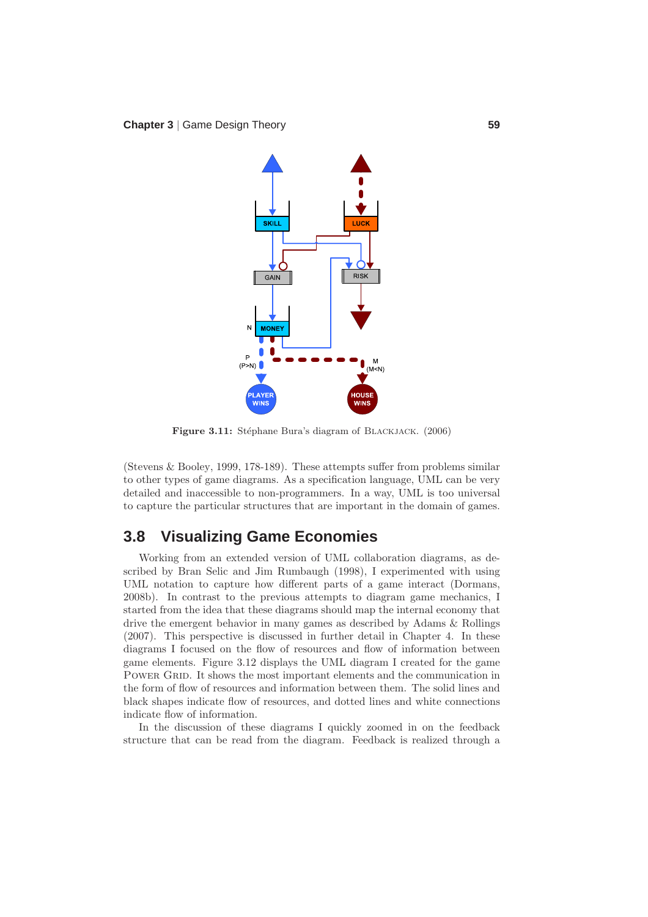Figure 3.11: Stéphane Bura's diagram of Blackjack. (2006)

(Stevens & Booley, 1999, 178-189). These attempts suffer from problems similar to other types of game diagrams. As a specification language, UML can be very detailed and inaccessible to non-programmers. In a way, UML is too universal to capture the particular structures that are important in the domain of games.

## 3.8 Visualizing Game Economies

Working from an extended version of UML collaboration diagrams, as described by Bran Selic and Jim Rumbaugh (1998), I experimented with using UML notation to capture how different parts of a game interact (Dormans, 2008b). In contrast to the previous attempts to diagram game mechanics, I started from the idea that these diagrams should map the internal economy that drive the emergent behavior in many games as described by Adams & Rollings (2007). This perspective is discussed in further detail in Chapter 4. In these diagrams I focused on the flow of resources and flow of information between game elements. Figure 3.12 displays the UML diagram I created for the game Power Grid. It shows the most important elements and the communication in the form of flow of resources and information between them. The solid lines and black shapes indicate flow of resources, and dotted lines and white connections indicate flow of information.

In the discussion of these diagrams I quickly zoomed in on the feedback structure that can be read from the diagram. Feedback is realized through a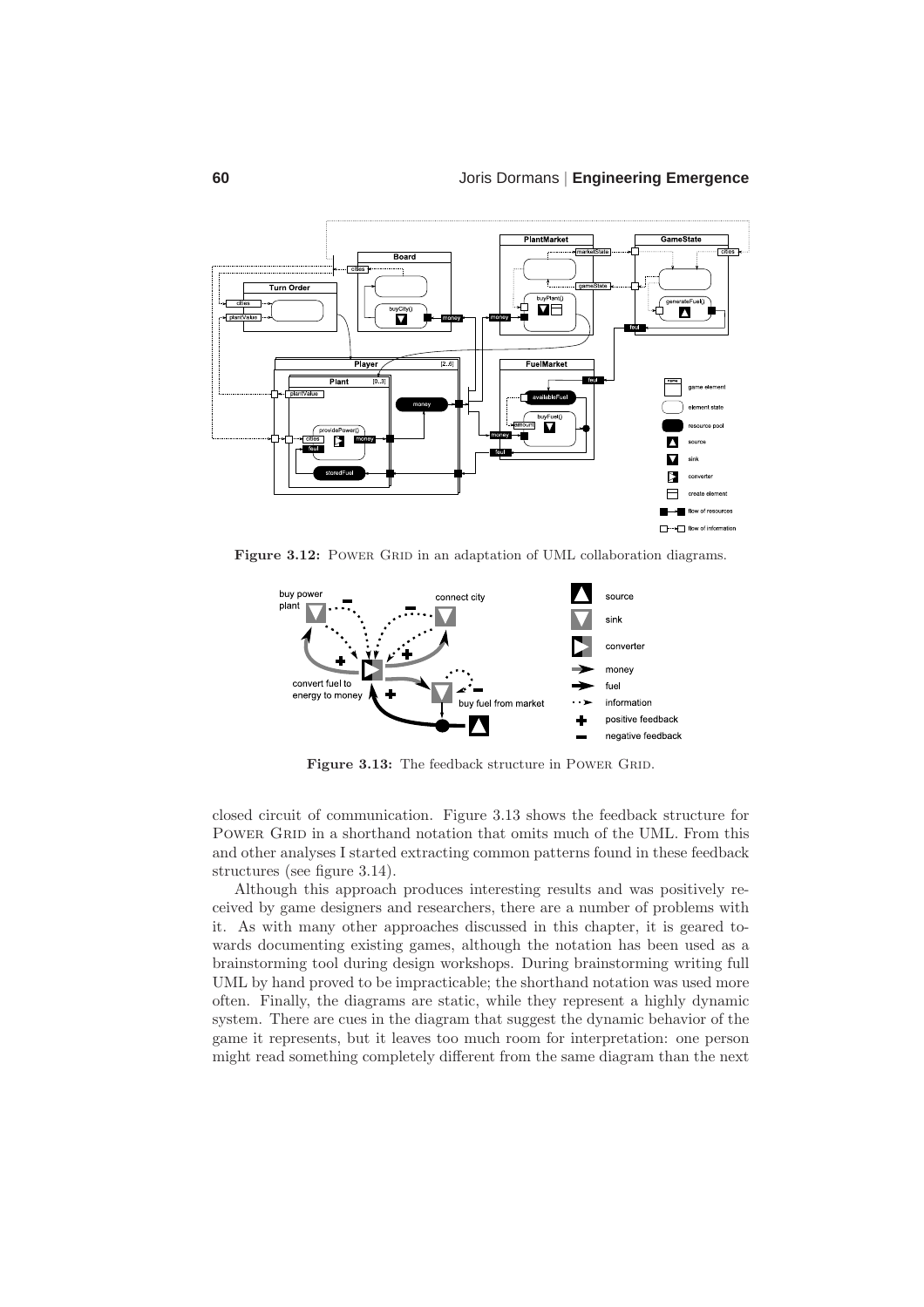Figure 3.12: Power Grid in an adaptation of UML collaboration diagrams.

Figure 3.13: The feedback structure in Power Grid.

closed circuit of communication. Figure 3.13 shows the feedback structure for Power Grid in a shorthand notation that omits much of the UML. From this and other analyses I started extracting common patterns found in these feedback structures (see figure 3.14).

Although this approach produces interesting results and was positively received by game designers and researchers, there are a number of problems with it. As with many other approaches discussed in this chapter, it is geared towards documenting existing games, although the notation has been used as a brainstorming tool during design workshops. During brainstorming writing full UML by hand proved to be impracticable; the shorthand notation was used more often. Finally, the diagrams are static, while they represent a highly dynamic system. There are cues in the diagram that suggest the dynamic behavior of the game it represents, but it leaves too much room for interpretation: one person might read something completely different from the same diagram than the next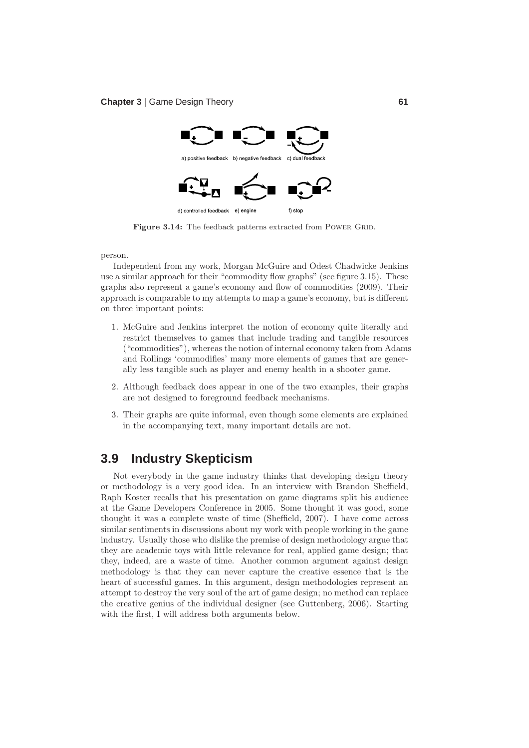a) positive feedback b) negative feedback c) dual feedback

d) controlled feedback e) engine f) stop

**Figure 3.14:** The feedback patterns extracted from POWER GRID.

person.

Independent from my work, Morgan McGuire and Odest Chadwicke Jenkins use a similar approach for their "commodity flow graphs" (see figure 3.15). These graphs also represent a game's economy and flow of commodities (2009). Their approach is comparable to my attempts to map a game's economy, but is different on three important points:

1. McGuire and Jenkins interpret the notion of economy quite literally and restrict themselves to games that include trading and tangible resources ("commodities"), whereas the notion of internal economy taken from Adams and Rollings 'commodifies' many more elements of games that are generally less tangible such as player and enemy health in a shooter game.

2. Although feedback does appear in one of the two examples, their graphs are not designed to foreground feedback mechanisms.

3. Their graphs are quite informal, even though some elements are explained in the accompanying text, many important details are not.

## 3.9 Industry Skepticism

Not everybody in the game industry thinks that developing design theory or methodology is a very good idea. In an interview with Brandon Sheffield, Raph Koster recalls that his presentation on game diagrams split his audience at the Game Developers Conference in 2005. Some thought it was good, some thought it was a complete waste of time (Sheffield, 2007). I have come across similar sentiments in discussions about my work with people working in the game industry. Usually those who dislike the premise of design methodology argue that they are academic toys with little relevance for real, applied game design; that they, indeed, are a waste of time. Another common argument against design methodology is that they can never capture the creative essence that is the heart of successful games. In this argument, design methodologies represent an attempt to destroy the very soul of the art of game design; no method can replace the creative genius of the individual designer (see Guttenberg, 2006). Starting with the first, I will address both arguments below.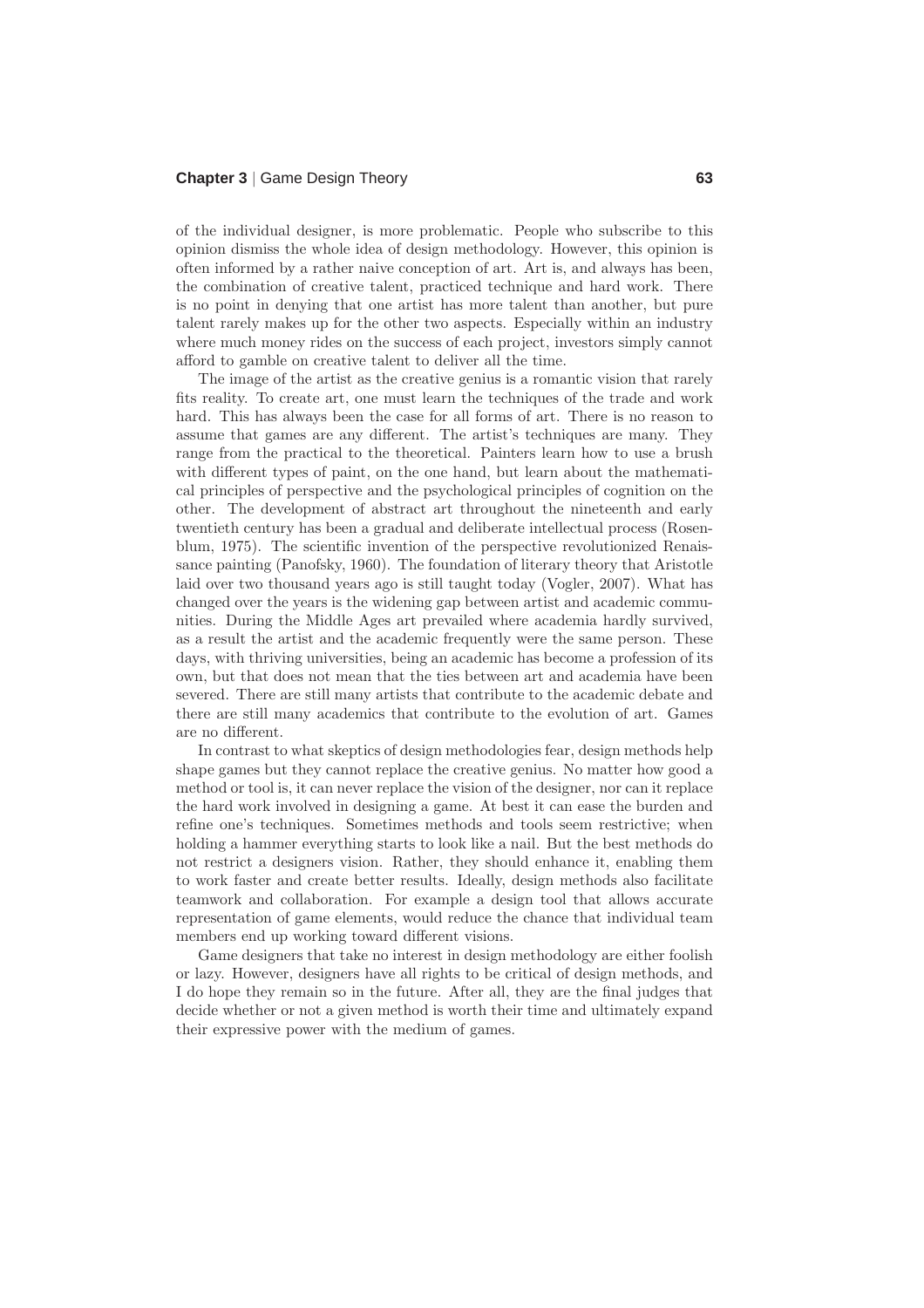of the individual designer, is more problematic. People who subscribe to this opinion dismiss the whole idea of design methodology. However, this opinion is often informed by a rather naive conception of art. Art is, and always has been, the combination of creative talent, practiced technique and hard work. There is no point in denying that one artist has more talent than another, but pure talent rarely makes up for the other two aspects. Especially within an industry where much money rides on the success of each project, investors simply cannot afford to gamble on creative talent to deliver all the time.

The image of the artist as the creative genius is a romantic vision that rarely fits reality. To create art, one must learn the techniques of the trade and work hard. This has always been the case for all forms of art. There is no reason to assume that games are any different. The artist's techniques are many. They range from the practical to the theoretical. Painters learn how to use a brush with different types of paint, on the one hand, but learn about the mathematical principles of perspective and the psychological principles of cognition on the other. The development of abstract art throughout the nineteenth and early twentieth century has been a gradual and deliberate intellectual process (Rosenblum, 1975). The scientific invention of the perspective revolutionized Renaissance painting (Panofsky, 1960). The foundation of literary theory that Aristotle laid over two thousand years ago is still taught today (Vogler, 2007). What has changed over the years is the widening gap between artist and academic communities. During the Middle Ages art prevailed where academia hardly survived, as a result the artist and the academic frequently were the same person. These days, with thriving universities, being an academic has become a profession of its own, but that does not mean that the ties between art and academia have been severed. There are still many artists that contribute to the academic debate and there are still many academics that contribute to the evolution of art. Games are no different.

In contrast to what skeptics of design methodologies fear, design methods help shape games but they cannot replace the creative genius. No matter how good a method or tool is, it can never replace the vision of the designer, nor can it replace the hard work involved in designing a game. At best it can ease the burden and refine one's techniques. Sometimes methods and tools seem restrictive; when holding a hammer everything starts to look like a nail. But the best methods do not restrict a designers vision. Rather, they should enhance it, enabling them to work faster and create better results. Ideally, design methods also facilitate teamwork and collaboration. For example a design tool that allows accurate representation of game elements, would reduce the chance that individual team members end up working toward different visions.

Game designers that take no interest in design methodology are either foolish or lazy. However, designers have all rights to be critical of design methods, and I do hope they remain so in the future. After all, they are the final judges that decide whether or not a given method is worth their time and ultimately expand their expressive power with the medium of games.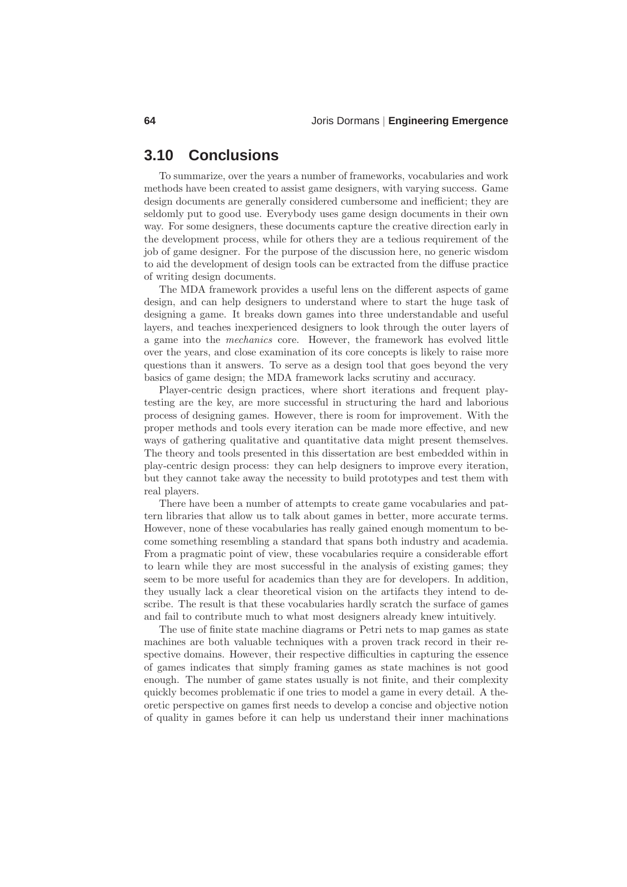## 3.10 Conclusions

To summarize, over the years a number of frameworks, vocabularies and work methods have been created to assist game designers, with varying success. Game design documents are generally considered cumbersome and inefficient; they are seldomly put to good use. Everybody uses game design documents in their own way. For some designers, these documents capture the creative direction early in the development process, while for others they are a tedious requirement of the job of game designer. For the purpose of the discussion here, no generic wisdom to aid the development of design tools can be extracted from the diffuse practice of writing design documents.

The MDA framework provides a useful lens on the different aspects of game design, and can help designers to understand where to start the huge task of designing a game. It breaks down games into three understandable and useful layers, and teaches inexperienced designers to look through the outer layers of a game into the *mechanics* core. However, the framework has evolved little over the years, and close examination of its core concepts is likely to raise more questions than it answers. To serve as a design tool that goes beyond the very basics of game design; the MDA framework lacks scrutiny and accuracy.

Player-centric design practices, where short iterations and frequent play-testing are the key, are more successful in structuring the hard and laborious process of designing games. However, there is room for improvement. With the proper methods and tools every iteration can be made more effective, and new ways of gathering qualitative and quantitative data might present themselves. The theory and tools presented in this dissertation are best embedded within in play-centric design process: they can help designers to improve every iteration, but they cannot take away the necessity to build prototypes and test them with real players.

There have been a number of attempts to create game vocabularies and pattern libraries that allow us to talk about games in better, more accurate terms. However, none of these vocabularies has really gained enough momentum to become something resembling a standard that spans both industry and academia. From a pragmatic point of view, these vocabularies require a considerable effort to learn while they are most successful in the analysis of existing games; they seem to be more useful for academics than they are for developers. In addition, they usually lack a clear theoretical vision on the artifacts they intend to describe. The result is that these vocabularies hardly scratch the surface of games and fail to contribute much to what most designers already knew intuitively.

The use of finite state machine diagrams or Petri nets to map games as state machines are both valuable techniques with a proven track record in their respective domains. However, their respective difficulties in capturing the essence of games indicates that simply framing games as state machines is not good enough. The number of game states usually is not finite, and their complexity quickly becomes problematic if one tries to model a game in every detail. A theoretic perspective on games first needs to develop a concise and objective notion of quality in games before it can help us understand their inner machinations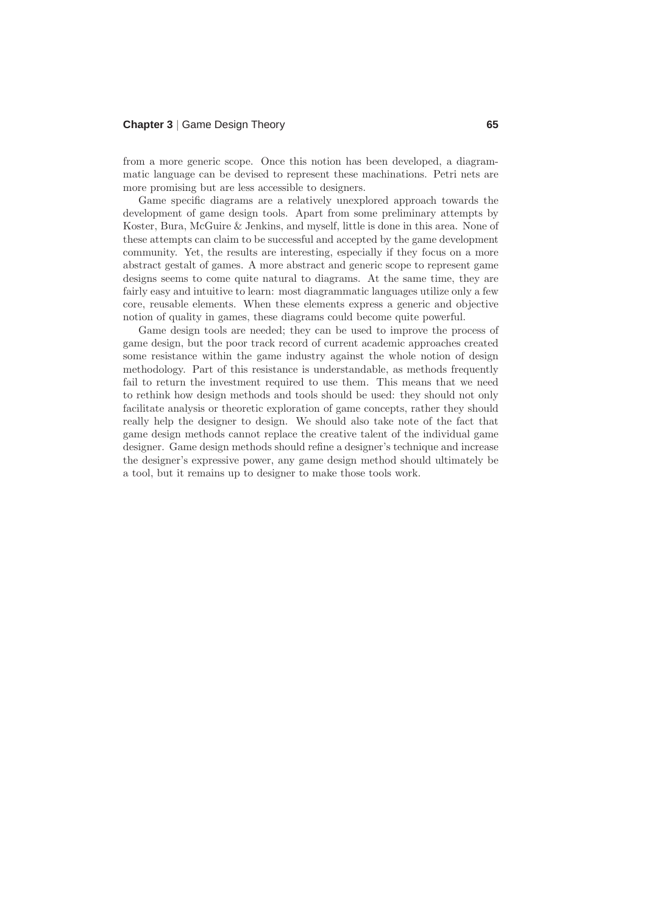from a more generic scope. Once this notion has been developed, a diagrammatic language can be devised to represent these machinations. Petri nets are more promising but are less accessible to designers.

Game specific diagrams are a relatively unexplored approach towards the development of game design tools. Apart from some preliminary attempts by Koster, Bura, McGuire & Jenkins, and myself, little is done in this area. None of these attempts can claim to be successful and accepted by the game development community. Yet, the results are interesting, especially if they focus on a more abstract gestalt of games. A more abstract and generic scope to represent game designs seems to come quite natural to diagrams. At the same time, they are fairly easy and intuitive to learn: most diagrammatic languages utilize only a few core, reusable elements. When these elements express a generic and objective notion of quality in games, these diagrams could become quite powerful.

Game design tools are needed; they can be used to improve the process of game design, but the poor track record of current academic approaches created some resistance within the game industry against the whole notion of design methodology. Part of this resistance is understandable, as methods frequently fail to return the investment required to use them. This means that we need to rethink how design methods and tools should be used: they should not only facilitate analysis or theoretic exploration of game concepts, rather they should really help the designer to design. We should also take note of the fact that game design methods cannot replace the creative talent of the individual game designer. Game design methods should refine a designer's technique and increase the designer's expressive power, any game design method should ultimately be a tool, but it remains up to designer to make those tools work.